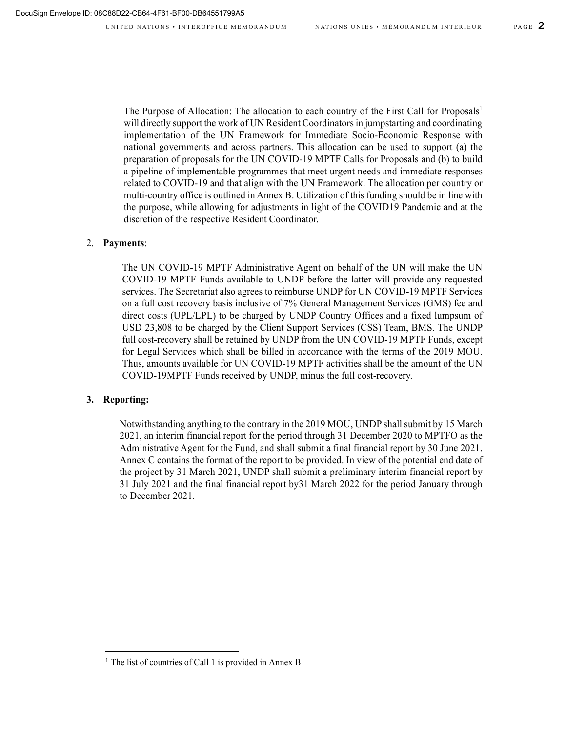The Purpose of Allocation: The allocation to each country of the First Call for Proposals[1] will directly support the work of UN Resident Coordinators in jumpstarting and coordinating implementation of the UN Framework for Immediate Socio-Economic Response with national governments and across partners. This allocation can be used to support (a) the preparation of proposals for the UN COVID-19 MPTF Calls for Proposals and (b) to build a pipeline of implementable programmes that meet urgent needs and immediate responses related to COVID-19 and that align with the UN Framework. The allocation per country or multi-country office is outlined in Annex B. Utilization of this funding should be in line with the purpose, while allowing for adjustments in light of the COVID19 Pandemic and at the discretion of the respective Resident Coordinator.

2. **Payments**:

The UN COVID-19 MPTF Administrative Agent on behalf of the UN will make the UN COVID-19 MPTF Funds available to UNDP before the latter will provide any requested services. The Secretariat also agrees to reimburse UNDP for UN COVID-19 MPTF Services on a full cost recovery basis inclusive of 7% General Management Services (GMS) fee and direct costs (UPL/LPL) to be charged by UNDP Country Offices and a fixed lumpsum of USD 23,808 to be charged by the Client Support Services (CSS) Team, BMS. The UNDP full cost-recovery shall be retained by UNDP from the UN COVID-19 MPTF Funds, except for Legal Services which shall be billed in accordance with the terms of the 2019 MOU. Thus, amounts available for UN COVID-19 MPTF activities shall be the amount of the UN COVID-19MPTF Funds received by UNDP, minus the full cost-recovery.

3. **Reporting:**

Notwithstanding anything to the contrary in the 2019 MOU, UNDP shall submit by 15 March 2021, an interim financial report for the period through 31 December 2020 to MPTFO as the Administrative Agent for the Fund, and shall submit a final financial report by 30 June 2021. Annex C contains the format of the report to be provided. In view of the potential end date of the project by 31 March 2021, UNDP shall submit a preliminary interim financial report by 31 July 2021 and the final financial report by31 March 2022 for the period January through to December 2021.

[1] The list of countries of Call 1 is provided in Annex B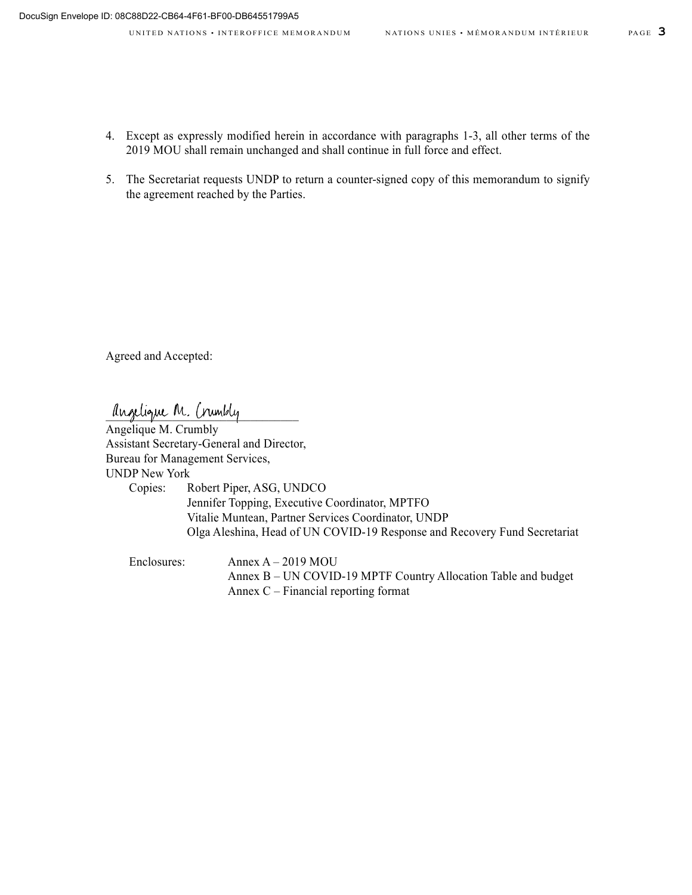4. Except as expressly modified herein in accordance with paragraphs 1-3, all other terms of the 2019 MOU shall remain unchanged and shall continue in full force and effect.

5. The Secretariat requests UNDP to return a counter-signed copy of this memorandum to signify the agreement reached by the Parties.

Agreed and Accepted:

Angelique M. Crumbly
Assistant Secretary-General and Director,
Bureau for Management Services,
UNDP New York

Copies: Robert Piper, ASG, UNDCO
Jennifer Topping, Executive Coordinator, MPTFO
Vitalie Muntean, Partner Services Coordinator, UNDP
Olga Aleshina, Head of UN COVID-19 Response and Recovery Fund Secretariat

Enclosures: Annex A – 2019 MOU
Annex B – UN COVID-19 MPTF Country Allocation Table and budget
Annex C – Financial reporting format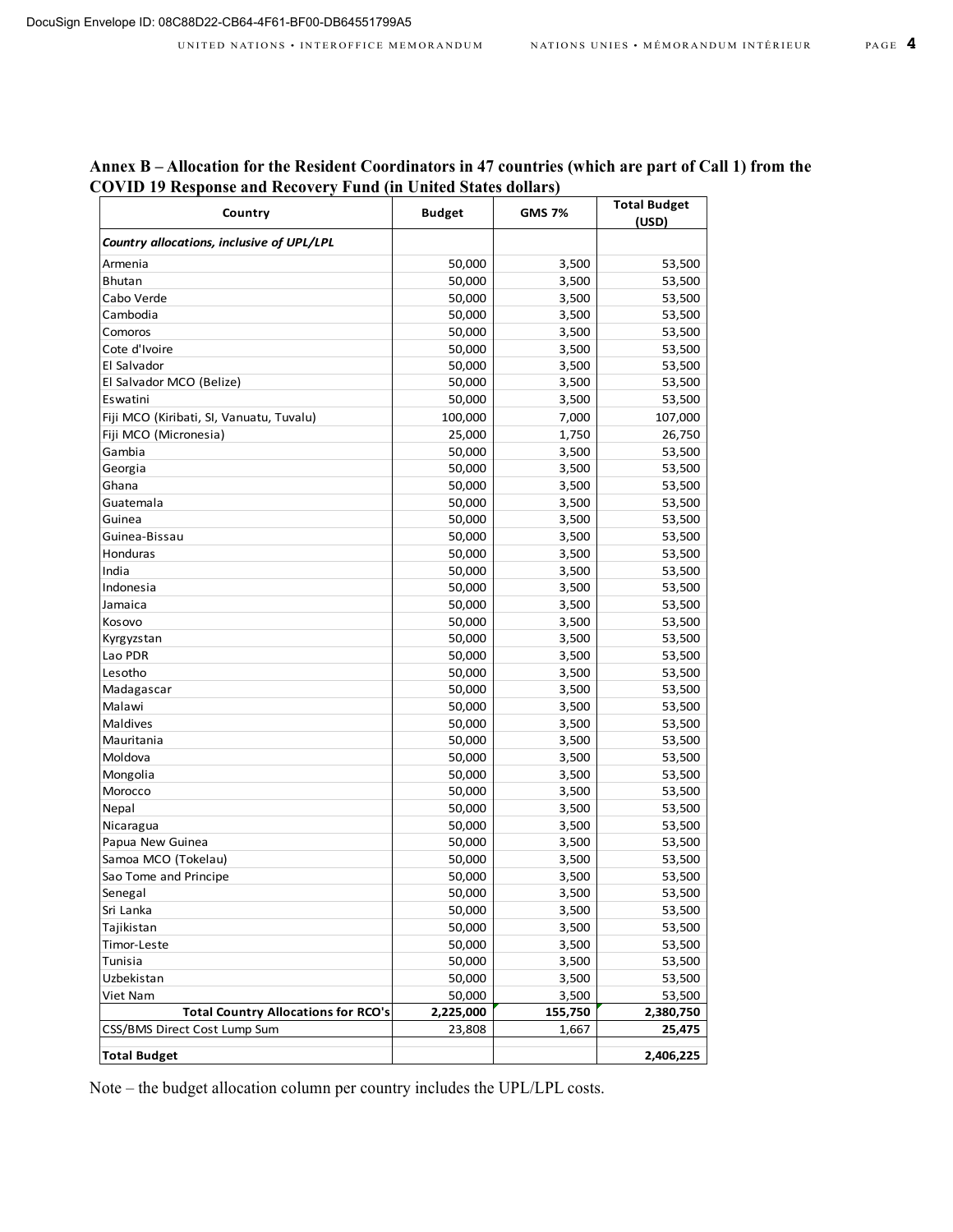**Annex B – Allocation for the Resident Coordinators in 47 countries (which are part of Call 1) from the COVID 19 Response and Recovery Fund (in United States dollars)**

| Country | Budget | GMS 7% | Total Budget (USD) |
|---|---|---|---|
| ***Country allocations, inclusive of UPL/LPL*** | | | |
| Armenia | 50,000 | 3,500 | 53,500 |
| Bhutan | 50,000 | 3,500 | 53,500 |
| Cabo Verde | 50,000 | 3,500 | 53,500 |
| Cambodia | 50,000 | 3,500 | 53,500 |
| Comoros | 50,000 | 3,500 | 53,500 |
| Cote d'Ivoire | 50,000 | 3,500 | 53,500 |
| El Salvador | 50,000 | 3,500 | 53,500 |
| El Salvador MCO (Belize) | 50,000 | 3,500 | 53,500 |
| Eswatini | 50,000 | 3,500 | 53,500 |
| Fiji MCO (Kiribati, SI, Vanuatu, Tuvalu) | 100,000 | 7,000 | 107,000 |
| Fiji MCO (Micronesia) | 25,000 | 1,750 | 26,750 |
| Gambia | 50,000 | 3,500 | 53,500 |
| Georgia | 50,000 | 3,500 | 53,500 |
| Ghana | 50,000 | 3,500 | 53,500 |
| Guatemala | 50,000 | 3,500 | 53,500 |
| Guinea | 50,000 | 3,500 | 53,500 |
| Guinea-Bissau | 50,000 | 3,500 | 53,500 |
| Honduras | 50,000 | 3,500 | 53,500 |
| India | 50,000 | 3,500 | 53,500 |
| Indonesia | 50,000 | 3,500 | 53,500 |
| Jamaica | 50,000 | 3,500 | 53,500 |
| Kosovo | 50,000 | 3,500 | 53,500 |
| Kyrgyzstan | 50,000 | 3,500 | 53,500 |
| Lao PDR | 50,000 | 3,500 | 53,500 |
| Lesotho | 50,000 | 3,500 | 53,500 |
| Madagascar | 50,000 | 3,500 | 53,500 |
| Malawi | 50,000 | 3,500 | 53,500 |
| Maldives | 50,000 | 3,500 | 53,500 |
| Mauritania | 50,000 | 3,500 | 53,500 |
| Moldova | 50,000 | 3,500 | 53,500 |
| Mongolia | 50,000 | 3,500 | 53,500 |
| Morocco | 50,000 | 3,500 | 53,500 |
| Nepal | 50,000 | 3,500 | 53,500 |
| Nicaragua | 50,000 | 3,500 | 53,500 |
| Papua New Guinea | 50,000 | 3,500 | 53,500 |
| Samoa MCO (Tokelau) | 50,000 | 3,500 | 53,500 |
| Sao Tome and Principe | 50,000 | 3,500 | 53,500 |
| Senegal | 50,000 | 3,500 | 53,500 |
| Sri Lanka | 50,000 | 3,500 | 53,500 |
| Tajikistan | 50,000 | 3,500 | 53,500 |
| Timor-Leste | 50,000 | 3,500 | 53,500 |
| Tunisia | 50,000 | 3,500 | 53,500 |
| Uzbekistan | 50,000 | 3,500 | 53,500 |
| Viet Nam | 50,000 | 3,500 | 53,500 |
| **Total Country Allocations for RCO's** | **2,225,000** | **155,750** | **2,380,750** |
| CSS/BMS Direct Cost Lump Sum | 23,808 | 1,667 | **25,475** |
| **Total Budget** | | | **2,406,225** |

Note – the budget allocation column per country includes the UPL/LPL costs.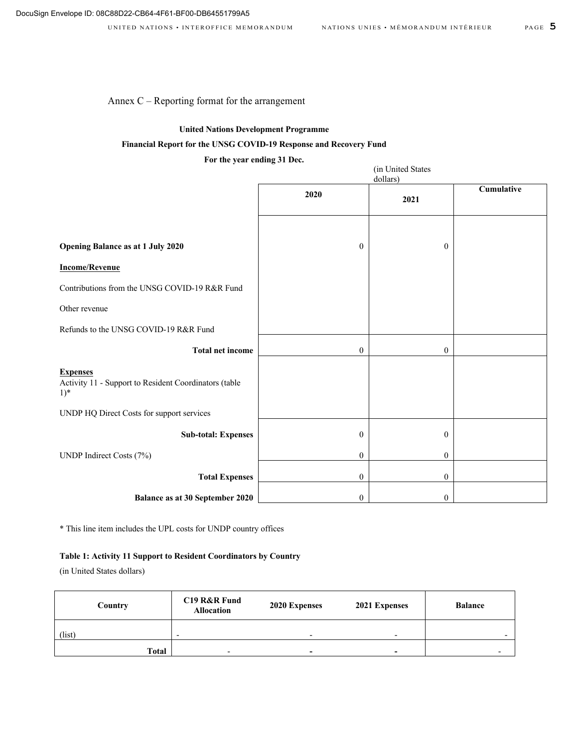Annex C – Reporting format for the arrangement

**United Nations Development Programme**

**Financial Report for the UNSG COVID-19 Response and Recovery Fund**

**For the year ending 31 Dec.**

(in United States dollars)

| | 2020 | 2021 | Cumulative |
|---|---|---|---|
| **Opening Balance as at 1 July 2020** | 0 | 0 | |
| **Income/Revenue** | | | |
| Contributions from the UNSG COVID-19 R&R Fund | | | |
| Other revenue | | | |
| Refunds to the UNSG COVID-19 R&R Fund | | | |
| **Total net income** | 0 | 0 | |
| **Expenses** | | | |
| Activity 11 - Support to Resident Coordinators (table 1)* | | | |
| UNDP HQ Direct Costs for support services | | | |
| **Sub-total: Expenses** | 0 | 0 | |
| UNDP Indirect Costs (7%) | 0 | 0 | |
| **Total Expenses** | 0 | 0 | |
| **Balance as at 30 September 2020** | 0 | 0 | |

* This line item includes the UPL costs for UNDP country offices

**Table 1: Activity 11 Support to Resident Coordinators by Country**

(in United States dollars)

| Country | C19 R&R Fund Allocation | 2020 Expenses | 2021 Expenses | Balance |
|---|---|---|---|---|
| (list) | - | - | - | - |
| **Total** | - | - | - | - |